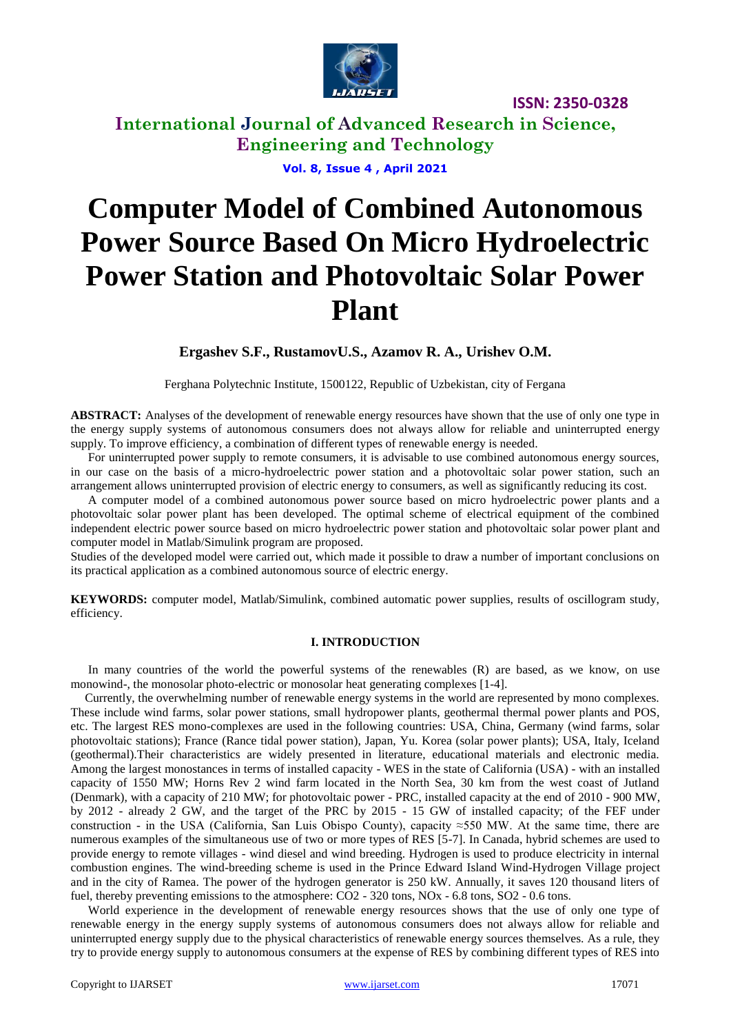# Computer Model of Combined Autonomous Power Source Based On Micro Hydroelectric Power Station and Photovoltaic Solar Power Plant

**Ergashev S.F., RustamovU.S., Azamov R. A., Urishev O.M.**

Ferghana Polytechnic Institute, 1500122, Republic of Uzbekistan, city of Fergana

**ABSTRACT:** Analyses of the development of renewable energy resources have shown that the use of only one type in the energy supply systems of autonomous consumers does not always allow for reliable and uninterrupted energy supply. To improve efficiency, a combination of different types of renewable energy is needed.

For uninterrupted power supply to remote consumers, it is advisable to use combined autonomous energy sources, in our case on the basis of a micro-hydroelectric power station and a photovoltaic solar power station, such an arrangement allows uninterrupted provision of electric energy to consumers, as well as significantly reducing its cost.

A computer model of a combined autonomous power source based on micro hydroelectric power plants and a photovoltaic solar power plant has been developed. The optimal scheme of electrical equipment of the combined independent electric power source based on micro hydroelectric power station and photovoltaic solar power plant and computer model in Matlab/Simulink program are proposed.

Studies of the developed model were carried out, which made it possible to draw a number of important conclusions on its practical application as a combined autonomous source of electric energy.

**KEYWORDS:** computer model, Matlab/Simulink, combined automatic power supplies, results of oscillogram study, efficiency.

## I. INTRODUCTION

In many countries of the world the powerful systems of the renewables (R) are based, as we know, on use monowind-, the monosolar photo-electric or monosolar heat generating complexes [1-4].

Currently, the overwhelming number of renewable energy systems in the world are represented by mono complexes. These include wind farms, solar power stations, small hydropower plants, geothermal thermal power plants and POS, etc. The largest RES mono-complexes are used in the following countries: USA, China, Germany (wind farms, solar photovoltaic stations); France (Rance tidal power station), Japan, Yu. Korea (solar power plants); USA, Italy, Iceland (geothermal).Their characteristics are widely presented in literature, educational materials and electronic media. Among the largest monostances in terms of installed capacity - WES in the state of California (USA) - with an installed capacity of 1550 MW; Horns Rev 2 wind farm located in the North Sea, 30 km from the west coast of Jutland (Denmark), with a capacity of 210 MW; for photovoltaic power - PRC, installed capacity at the end of 2010 - 900 MW, by 2012 - already 2 GW, and the target of the PRC by 2015 - 15 GW of installed capacity; of the FEF under construction - in the USA (California, San Luis Obispo County), capacity ≈550 MW. At the same time, there are numerous examples of the simultaneous use of two or more types of RES [5-7]. In Canada, hybrid schemes are used to provide energy to remote villages - wind diesel and wind breeding. Hydrogen is used to produce electricity in internal combustion engines. The wind-breeding scheme is used in the Prince Edward Island Wind-Hydrogen Village project and in the city of Ramea. The power of the hydrogen generator is 250 kW. Annually, it saves 120 thousand liters of fuel, thereby preventing emissions to the atmosphere: $CO_2$ - 320 tons, $NO_x$ - 6.8 tons, $SO_2$ - 0.6 tons.

World experience in the development of renewable energy resources shows that the use of only one type of renewable energy in the energy supply systems of autonomous consumers does not always allow for reliable and uninterrupted energy supply due to the physical characteristics of renewable energy sources themselves. As a rule, they try to provide energy supply to autonomous consumers at the expense of RES by combining different types of RES into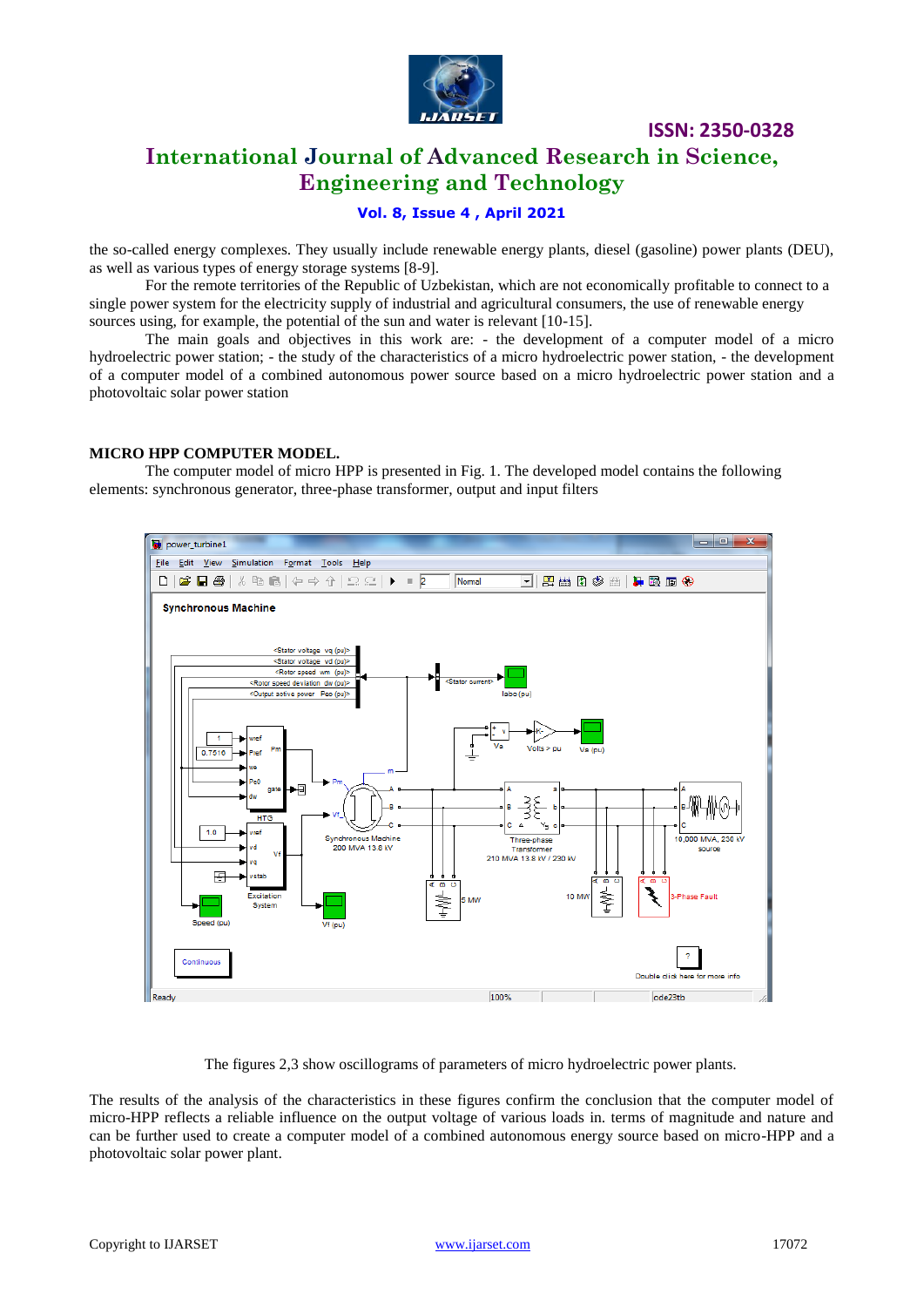the so-called energy complexes. They usually include renewable energy plants, diesel (gasoline) power plants (DEU), as well as various types of energy storage systems [8-9].

For the remote territories of the Republic of Uzbekistan, which are not economically profitable to connect to a single power system for the electricity supply of industrial and agricultural consumers, the use of renewable energy sources using, for example, the potential of the sun and water is relevant [10-15].

The main goals and objectives in this work are: - the development of a computer model of a micro hydroelectric power station; - the study of the characteristics of a micro hydroelectric power station, - the development of a computer model of a combined autonomous power source based on a micro hydroelectric power station and a photovoltaic solar power station

## MICRO HPP COMPUTER MODEL.

The computer model of micro HPP is presented in Fig. 1. The developed model contains the following elements: synchronous generator, three-phase transformer, output and input filters

The figures 2,3 show oscillograms of parameters of micro hydroelectric power plants.

The results of the analysis of the characteristics in these figures confirm the conclusion that the computer model of micro-HPP reflects a reliable influence on the output voltage of various loads in. terms of magnitude and nature and can be further used to create a computer model of a combined autonomous energy source based on micro-HPP and a photovoltaic solar power plant.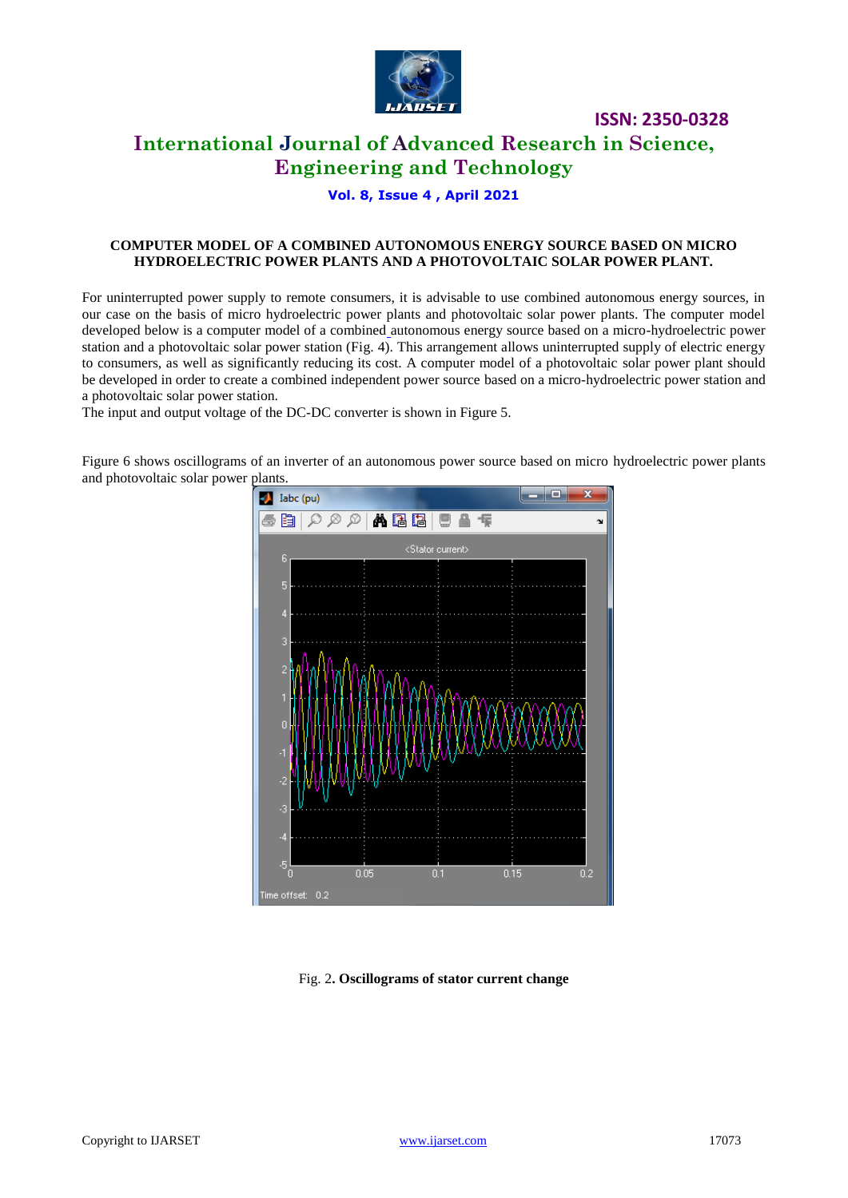**COMPUTER MODEL OF A COMBINED AUTONOMOUS ENERGY SOURCE BASED ON MICRO HYDROELECTRIC POWER PLANTS AND A PHOTOVOLTAIC SOLAR POWER PLANT.**

For uninterrupted power supply to remote consumers, it is advisable to use combined autonomous energy sources, in our case on the basis of micro hydroelectric power plants and photovoltaic solar power plants. The computer model developed below is a computer model of a combined autonomous energy source based on a micro-hydroelectric power station and a photovoltaic solar power station (Fig. 4). This arrangement allows uninterrupted supply of electric energy to consumers, as well as significantly reducing its cost. A computer model of a photovoltaic solar power plant should be developed in order to create a combined independent power source based on a micro-hydroelectric power station and a photovoltaic solar power station.

The input and output voltage of the DC-DC converter is shown in Figure 5.

Figure 6 shows oscillograms of an inverter of an autonomous power source based on micro hydroelectric power plants and photovoltaic solar power plants.

Fig. 2**. Oscillograms of stator current change**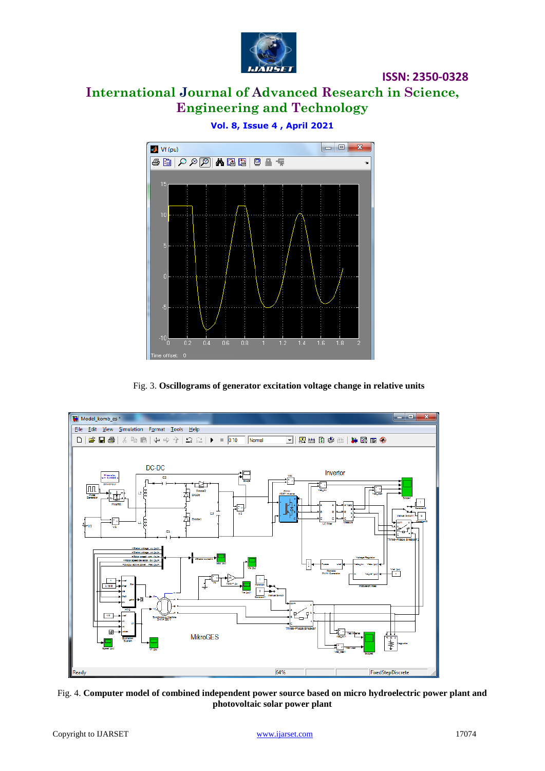Fig. 3. **Oscillograms of generator excitation voltage change in relative units**

Fig. 4. **Computer model of combined independent power source based on micro hydroelectric power plant and photovoltaic solar power plant**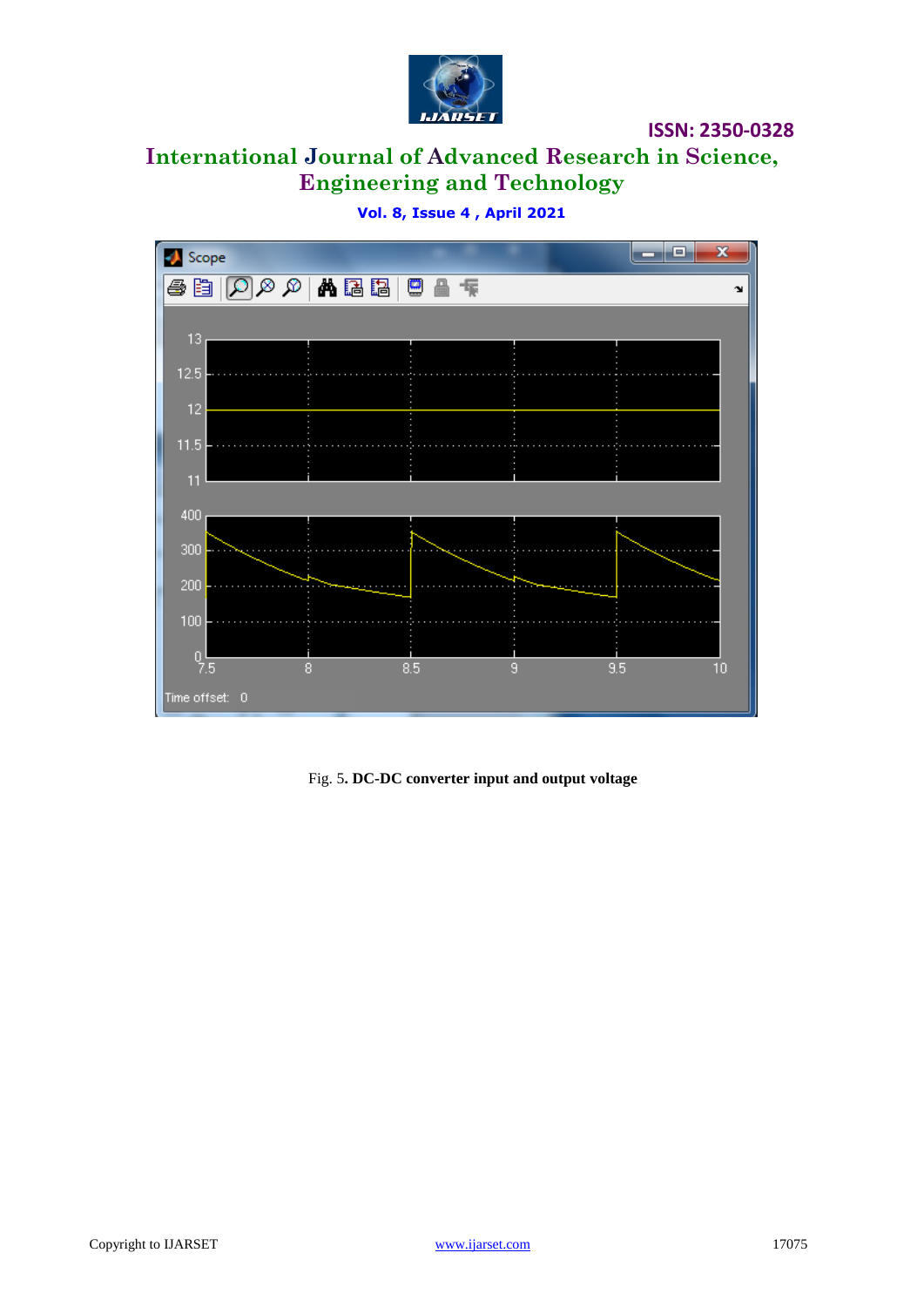Fig. 5. **DC-DC converter input and output voltage**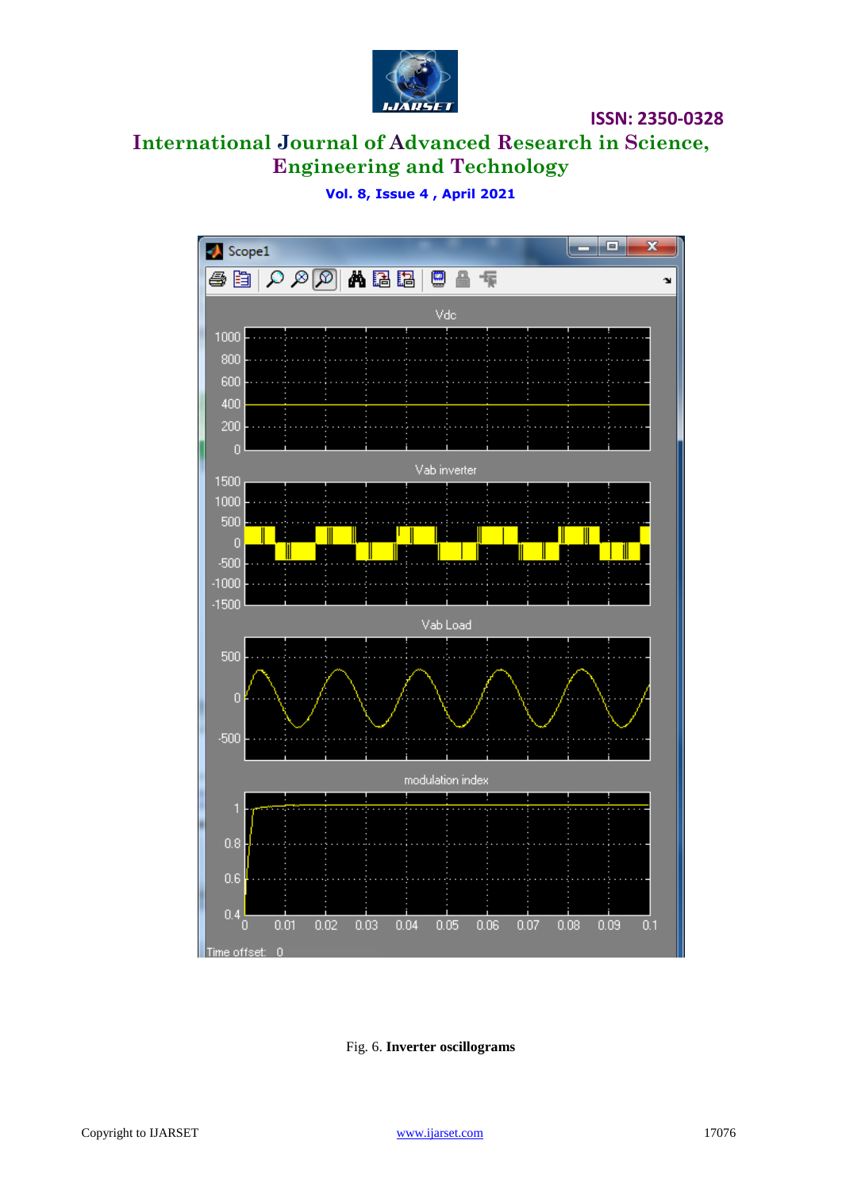Fig. 6. **Inverter oscillograms**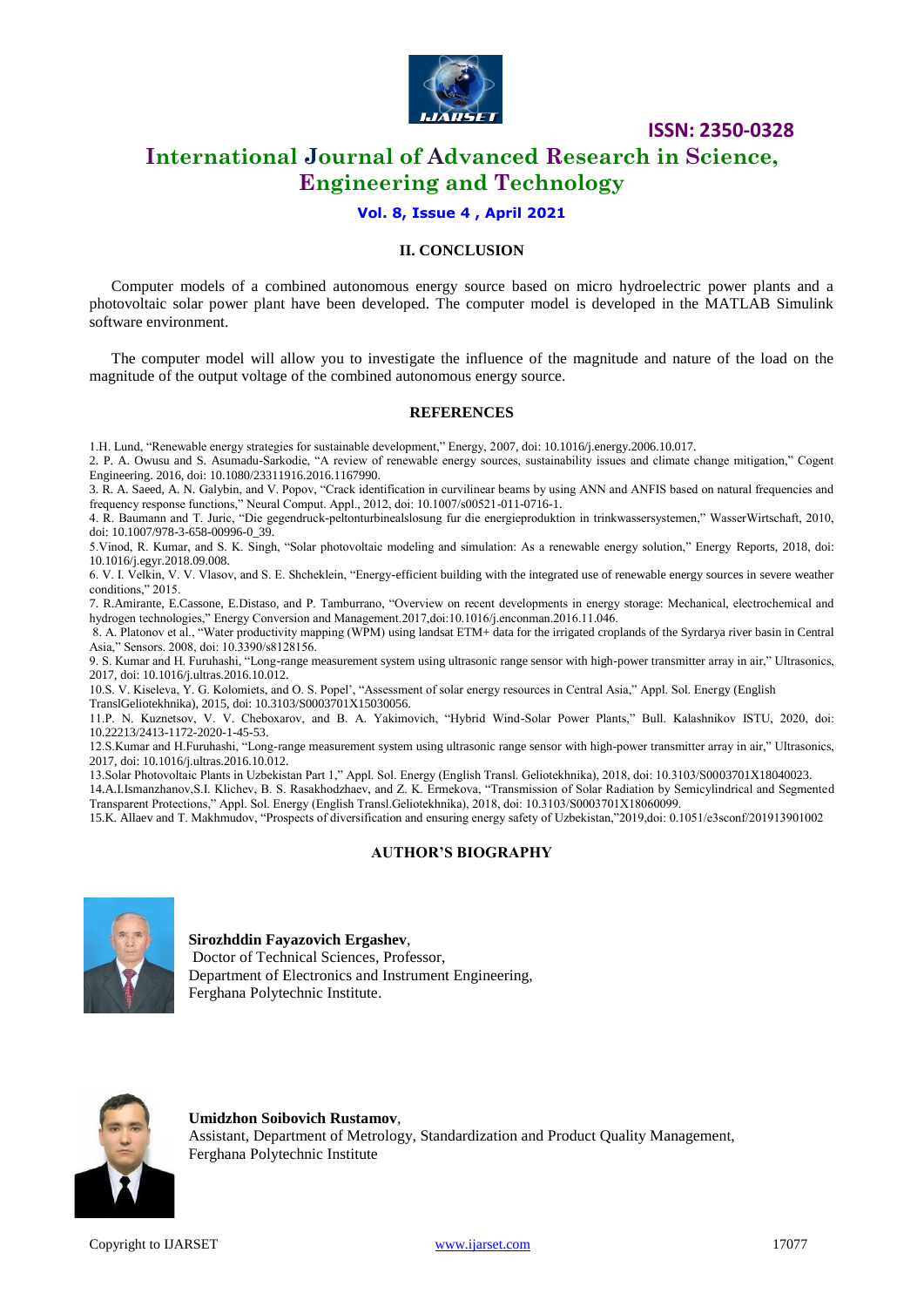## II. CONCLUSION

Computer models of a combined autonomous energy source based on micro hydroelectric power plants and a photovoltaic solar power plant have been developed. The computer model is developed in the MATLAB Simulink software environment.

The computer model will allow you to investigate the influence of the magnitude and nature of the load on the magnitude of the output voltage of the combined autonomous energy source.

## REFERENCES

1.H. Lund, "Renewable energy strategies for sustainable development," Energy, 2007, doi: 10.1016/j.energy.2006.10.017.

2. P. A. Owusu and S. Asumadu-Sarkodie, "A review of renewable energy sources, sustainability issues and climate change mitigation," Cogent Engineering. 2016, doi: 10.1080/23311916.2016.1167990.

3. R. A. Saeed, A. N. Galybin, and V. Popov, "Crack identification in curvilinear beams by using ANN and ANFIS based on natural frequencies and frequency response functions," Neural Comput. Appl., 2012, doi: 10.1007/s00521-011-0716-1.

4. R. Baumann and T. Juric, "Die gegendruck-peltonturbinealslosung fur die energieproduktion in trinkwassersystemen," WasserWirtschaft, 2010, doi: 10.1007/978-3-658-00996-0_39.

5.Vinod, R. Kumar, and S. K. Singh, "Solar photovoltaic modeling and simulation: As a renewable energy solution," Energy Reports, 2018, doi: 10.1016/j.egyr.2018.09.008.

6. V. I. Velkin, V. V. Vlasov, and S. E. Shcheklein, "Energy-efficient building with the integrated use of renewable energy sources in severe weather conditions," 2015.

7. R.Amirante, E.Cassone, E.Distaso, and P. Tamburrano, "Overview on recent developments in energy storage: Mechanical, electrochemical and hydrogen technologies," Energy Conversion and Management.2017,doi:10.1016/j.enconman.2016.11.046.

8. A. Platonov et al., "Water productivity mapping (WPM) using landsat ETM+ data for the irrigated croplands of the Syrdarya river basin in Central Asia," Sensors. 2008, doi: 10.3390/s8128156.

9. S. Kumar and H. Furuhashi, "Long-range measurement system using ultrasonic range sensor with high-power transmitter array in air," Ultrasonics, 2017, doi: 10.1016/j.ultras.2016.10.012.

10.S. V. Kiseleva, Y. G. Kolomiets, and O. S. Popel', "Assessment of solar energy resources in Central Asia," Appl. Sol. Energy (English TranslGeliotekhnika), 2015, doi: 10.3103/S0003701X15030056.

11.P. N. Kuznetsov, V. V. Cheboxarov, and B. A. Yakimovich, "Hybrid Wind-Solar Power Plants," Bull. Kalashnikov ISTU, 2020, doi: 10.22213/2413-1172-2020-1-45-53.

12.S.Kumar and H.Furuhashi, "Long-range measurement system using ultrasonic range sensor with high-power transmitter array in air," Ultrasonics, 2017, doi: 10.1016/j.ultras.2016.10.012.

13.Solar Photovoltaic Plants in Uzbekistan Part 1," Appl. Sol. Energy (English Transl. Geliotekhnika), 2018, doi: 10.3103/S0003701X18040023.

14.A.I.Ismanzhanov,S.I. Klichev, B. S. Rasakhodzhaev, and Z. K. Ermekova, "Transmission of Solar Radiation by Semicylindrical and Segmented Transparent Protections," Appl. Sol. Energy (English Transl.Geliotekhnika), 2018, doi: 10.3103/S0003701X18060099.

15.K. Allaev and T. Makhmudov, "Prospects of diversification and ensuring energy safety of Uzbekistan,"2019,doi: 0.1051/e3sconf/201913901002

## AUTHOR'S BIOGRAPHY

**Sirozhddin Fayazovich Ergashev**,
Doctor of Technical Sciences, Professor,
Department of Electronics and Instrument Engineering,
Ferghana Polytechnic Institute.

**Umidzhon Soibovich Rustamov**,
Assistant, Department of Metrology, Standardization and Product Quality Management,
Ferghana Polytechnic Institute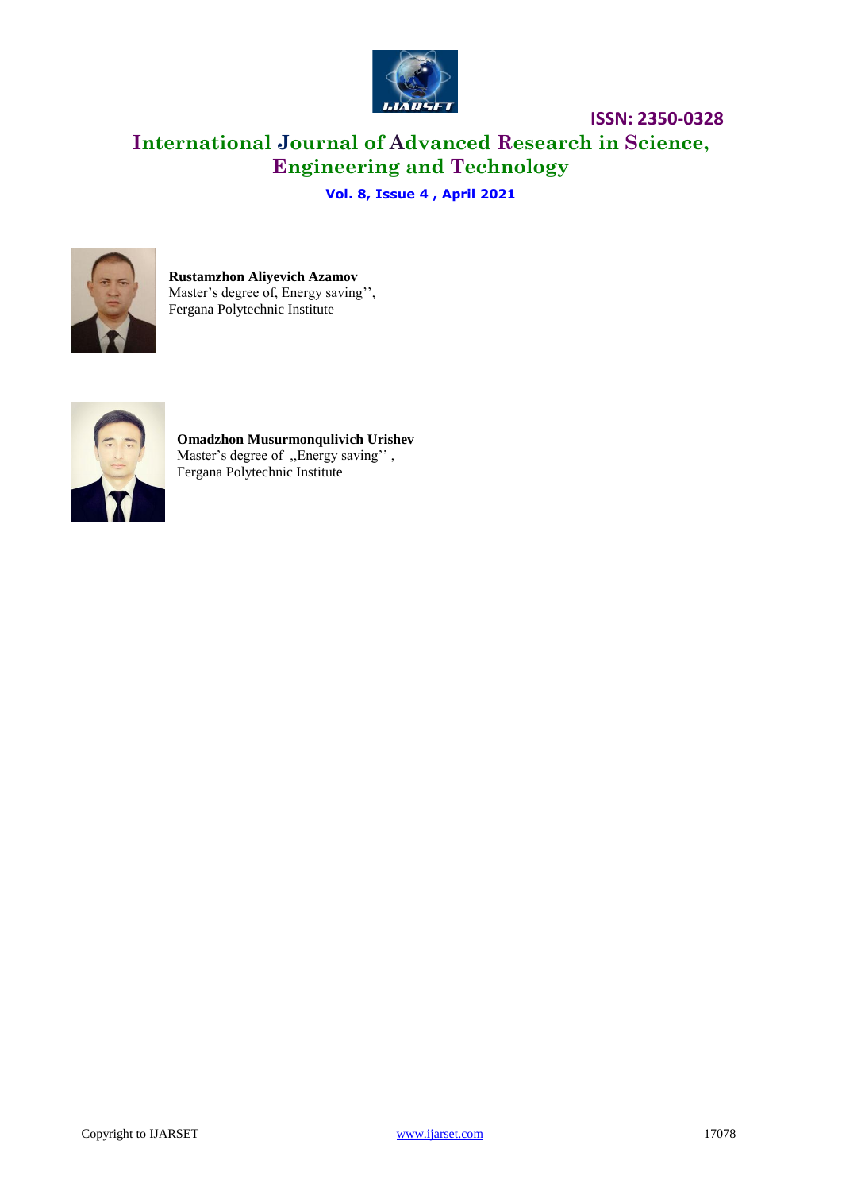**Rustamzhon Aliyevich Azamov**
Master's degree of, Energy saving'',
Fergana Polytechnic Institute

**Omadzhon Musurmonqulivich Urishev**
Master's degree of ,,Energy saving'' ,
Fergana Polytechnic Institute